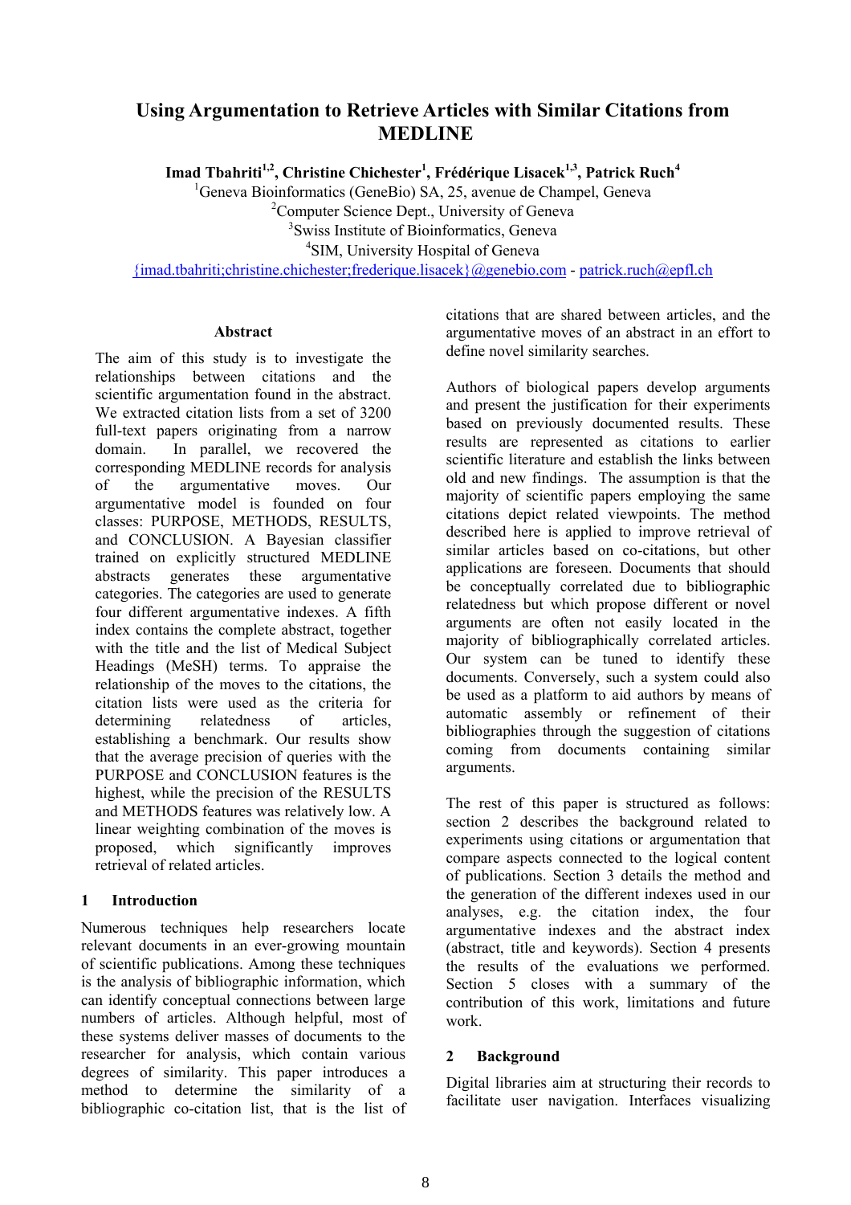# Using Argumentation to Retrieve Articles with Similar Citations from MEDLINE

**Imad Tbahriti[1,2], Christine Chichester[1], Frédérique Lisacek[1,3], Patrick Ruch[4]**

[1]Geneva Bioinformatics (GeneBio) SA, 25, avenue de Champel, Geneva

[2]Computer Science Dept., University of Geneva

[3]Swiss Institute of Bioinformatics, Geneva

[4]SIM, University Hospital of Geneva

{imad.tbahriti;christine.chichester;frederique.lisacek}@genebio.com - patrick.ruch@epfl.ch

## Abstract

The aim of this study is to investigate the relationships between citations and the scientific argumentation found in the abstract. We extracted citation lists from a set of 3200 full-text papers originating from a narrow domain. In parallel, we recovered the corresponding MEDLINE records for analysis of the argumentative moves. Our argumentative model is founded on four classes: PURPOSE, METHODS, RESULTS, and CONCLUSION. A Bayesian classifier trained on explicitly structured MEDLINE abstracts generates these argumentative categories. The categories are used to generate four different argumentative indexes. A fifth index contains the complete abstract, together with the title and the list of Medical Subject Headings (MeSH) terms. To appraise the relationship of the moves to the citations, the citation lists were used as the criteria for determining relatedness of articles, establishing a benchmark. Our results show that the average precision of queries with the PURPOSE and CONCLUSION features is the highest, while the precision of the RESULTS and METHODS features was relatively low. A linear weighting combination of the moves is proposed, which significantly improves retrieval of related articles.

## 1 Introduction

Numerous techniques help researchers locate relevant documents in an ever-growing mountain of scientific publications. Among these techniques is the analysis of bibliographic information, which can identify conceptual connections between large numbers of articles. Although helpful, most of these systems deliver masses of documents to the researcher for analysis, which contain various degrees of similarity. This paper introduces a method to determine the similarity of a bibliographic co-citation list, that is the list of citations that are shared between articles, and the argumentative moves of an abstract in an effort to define novel similarity searches.

Authors of biological papers develop arguments and present the justification for their experiments based on previously documented results. These results are represented as citations to earlier scientific literature and establish the links between old and new findings. The assumption is that the majority of scientific papers employing the same citations depict related viewpoints. The method described here is applied to improve retrieval of similar articles based on co-citations, but other applications are foreseen. Documents that should be conceptually correlated due to bibliographic relatedness but which propose different or novel arguments are often not easily located in the majority of bibliographically correlated articles. Our system can be tuned to identify these documents. Conversely, such a system could also be used as a platform to aid authors by means of automatic assembly or refinement of their bibliographies through the suggestion of citations coming from documents containing similar arguments.

The rest of this paper is structured as follows: section 2 describes the background related to experiments using citations or argumentation that compare aspects connected to the logical content of publications. Section 3 details the method and the generation of the different indexes used in our analyses, e.g. the citation index, the four argumentative indexes and the abstract index (abstract, title and keywords). Section 4 presents the results of the evaluations we performed. Section 5 closes with a summary of the contribution of this work, limitations and future work.

## 2 Background

Digital libraries aim at structuring their records to facilitate user navigation. Interfaces visualizing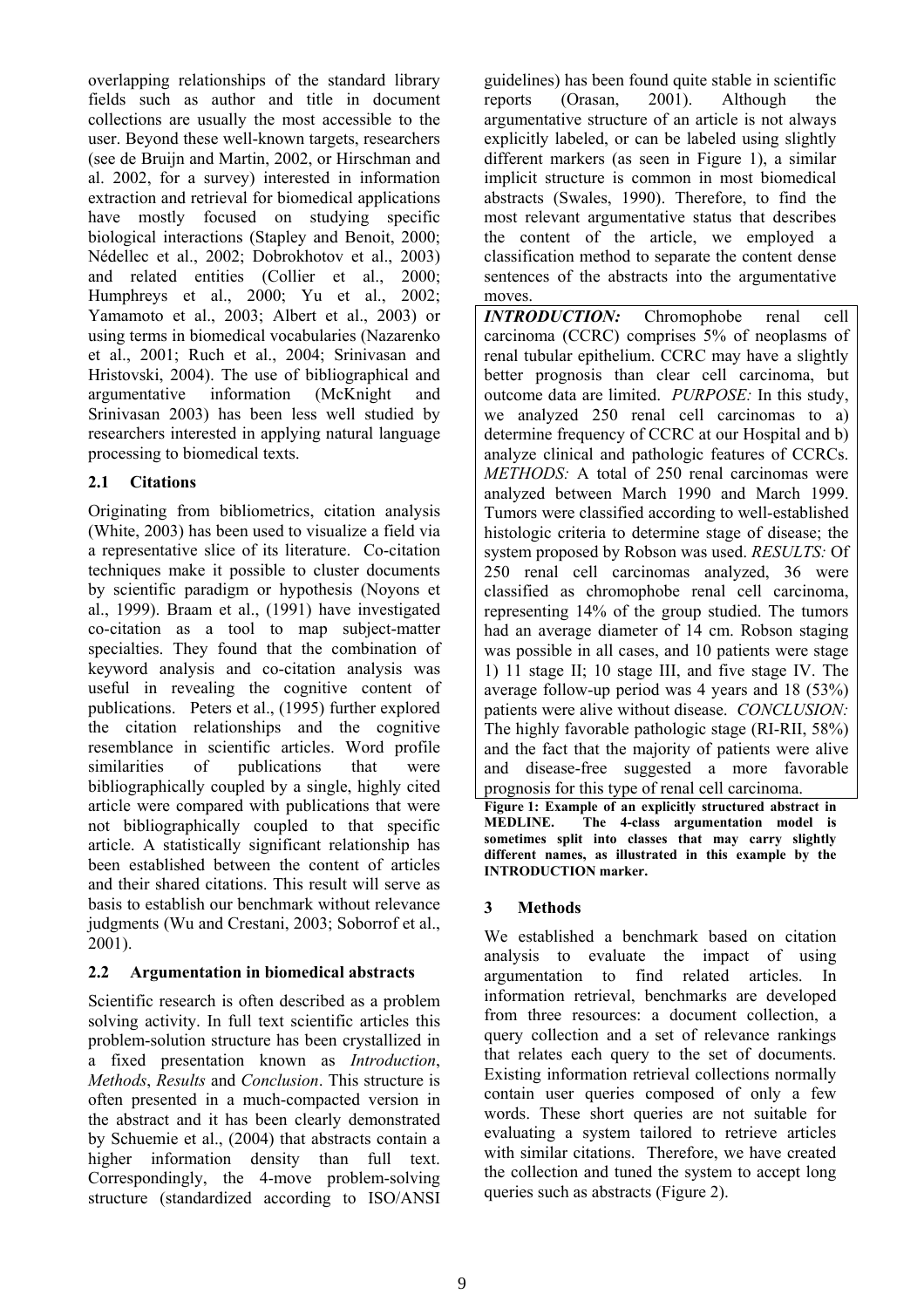overlapping relationships of the standard library fields such as author and title in document collections are usually the most accessible to the user. Beyond these well-known targets, researchers (see de Bruijn and Martin, 2002, or Hirschman and al. 2002, for a survey) interested in information extraction and retrieval for biomedical applications have mostly focused on studying specific biological interactions (Stapley and Benoit, 2000; Nédellec et al., 2002; Dobrokhotov et al., 2003) and related entities (Collier et al., 2000; Humphreys et al., 2000; Yu et al., 2002; Yamamoto et al., 2003; Albert et al., 2003) or using terms in biomedical vocabularies (Nazarenko et al., 2001; Ruch et al., 2004; Srinivasan and Hristovski, 2004). The use of bibliographical and argumentative information (McKnight and Srinivasan 2003) has been less well studied by researchers interested in applying natural language processing to biomedical texts.

### 2.1 Citations

Originating from bibliometrics, citation analysis (White, 2003) has been used to visualize a field via a representative slice of its literature. Co-citation techniques make it possible to cluster documents by scientific paradigm or hypothesis (Noyons et al., 1999). Braam et al., (1991) have investigated co-citation as a tool to map subject-matter specialties. They found that the combination of keyword analysis and co-citation analysis was useful in revealing the cognitive content of publications. Peters et al., (1995) further explored the citation relationships and the cognitive resemblance in scientific articles. Word profile similarities of publications that were bibliographically coupled by a single, highly cited article were compared with publications that were not bibliographically coupled to that specific article. A statistically significant relationship has been established between the content of articles and their shared citations. This result will serve as basis to establish our benchmark without relevance judgments (Wu and Crestani, 2003; Soborrof et al., 2001).

### 2.2 Argumentation in biomedical abstracts

Scientific research is often described as a problem solving activity. In full text scientific articles this problem-solution structure has been crystallized in a fixed presentation known as *Introduction*, *Methods*, *Results* and *Conclusion*. This structure is often presented in a much-compacted version in the abstract and it has been clearly demonstrated by Schuemie et al., (2004) that abstracts contain a higher information density than full text. Correspondingly, the 4-move problem-solving structure (standardized according to ISO/ANSI guidelines) has been found quite stable in scientific reports (Orasan, 2001). Although the argumentative structure of an article is not always explicitly labeled, or can be labeled using slightly different markers (as seen in Figure 1), a similar implicit structure is common in most biomedical abstracts (Swales, 1990). Therefore, to find the most relevant argumentative status that describes the content of the article, we employed a classification method to separate the content dense sentences of the abstracts into the argumentative moves.

***INTRODUCTION:*** Chromophobe renal cell carcinoma (CCRC) comprises 5% of neoplasms of renal tubular epithelium. CCRC may have a slightly better prognosis than clear cell carcinoma, but outcome data are limited. *PURPOSE:* In this study, we analyzed 250 renal cell carcinomas to a) determine frequency of CCRC at our Hospital and b) analyze clinical and pathologic features of CCRCs. *METHODS:* A total of 250 renal carcinomas were analyzed between March 1990 and March 1999. Tumors were classified according to well-established histologic criteria to determine stage of disease; the system proposed by Robson was used. *RESULTS:* Of 250 renal cell carcinomas analyzed, 36 were classified as chromophobe renal cell carcinoma, representing 14% of the group studied. The tumors had an average diameter of 14 cm. Robson staging was possible in all cases, and 10 patients were stage 1) 11 stage II; 10 stage III, and five stage IV. The average follow-up period was 4 years and 18 (53%) patients were alive without disease. *CONCLUSION:* The highly favorable pathologic stage (RI-RII, 58%) and the fact that the majority of patients were alive and disease-free suggested a more favorable prognosis for this type of renal cell carcinoma.

**Figure 1: Example of an explicitly structured abstract in MEDLINE. The 4-class argumentation model is sometimes split into classes that may carry slightly different names, as illustrated in this example by the INTRODUCTION marker.**

## 3 Methods

We established a benchmark based on citation analysis to evaluate the impact of using argumentation to find related articles. In information retrieval, benchmarks are developed from three resources: a document collection, a query collection and a set of relevance rankings that relates each query to the set of documents. Existing information retrieval collections normally contain user queries composed of only a few words. These short queries are not suitable for evaluating a system tailored to retrieve articles with similar citations. Therefore, we have created the collection and tuned the system to accept long queries such as abstracts (Figure 2).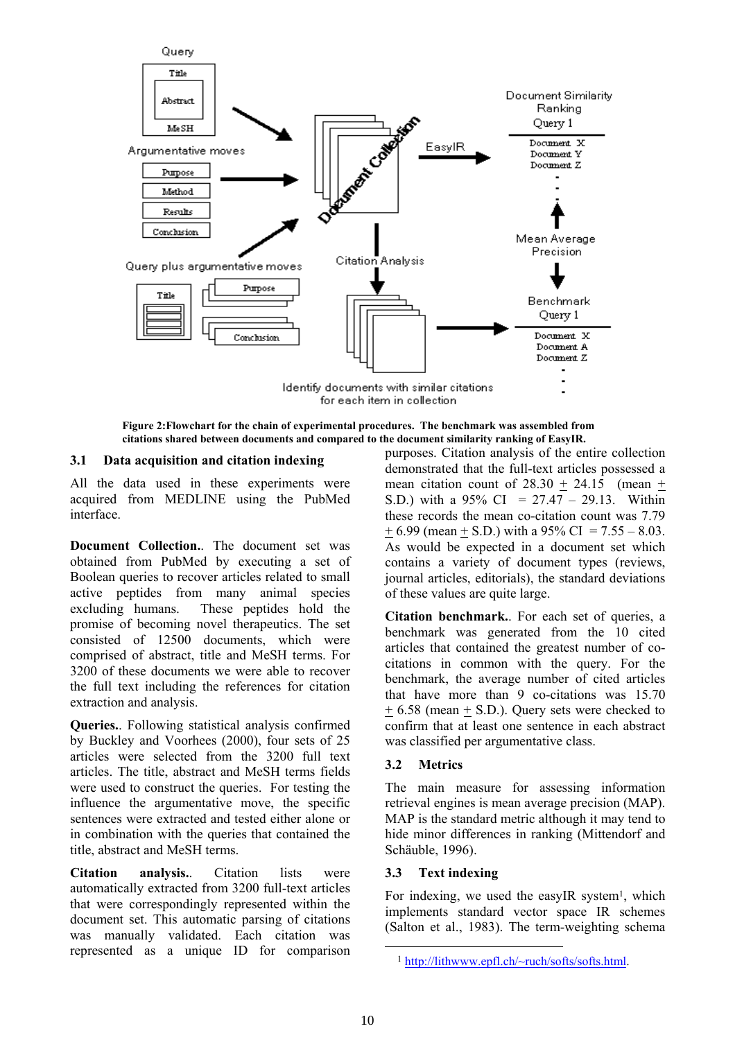Figure 2:Flowchart for the chain of experimental procedures. The benchmark was assembled from citations shared between documents and compared to the document similarity ranking of EasyIR.

### 3.1 Data acquisition and citation indexing

All the data used in these experiments were acquired from MEDLINE using the PubMed interface.

**Document Collection.**. The document set was obtained from PubMed by executing a set of Boolean queries to recover articles related to small active peptides from many animal species excluding humans. These peptides hold the promise of becoming novel therapeutics. The set consisted of 12500 documents, which were comprised of abstract, title and MeSH terms. For 3200 of these documents we were able to recover the full text including the references for citation extraction and analysis.

**Queries.**. Following statistical analysis confirmed by Buckley and Voorhees (2000), four sets of 25 articles were selected from the 3200 full text articles. The title, abstract and MeSH terms fields were used to construct the queries. For testing the influence the argumentative move, the specific sentences were extracted and tested either alone or in combination with the queries that contained the title, abstract and MeSH terms.

**Citation analysis.**. Citation lists were automatically extracted from 3200 full-text articles that were correspondingly represented within the document set. This automatic parsing of citations was manually validated. Each citation was represented as a unique ID for comparison purposes. Citation analysis of the entire collection demonstrated that the full-text articles possessed a mean citation count of 28.30 ± 24.15 (mean ± S.D.) with a 95% CI = 27.47 – 29.13. Within these records the mean co-citation count was 7.79 ± 6.99 (mean ± S.D.) with a 95% CI = 7.55 – 8.03. As would be expected in a document set which contains a variety of document types (reviews, journal articles, editorials), the standard deviations of these values are quite large.

**Citation benchmark.**. For each set of queries, a benchmark was generated from the 10 cited articles that contained the greatest number of co-citations in common with the query. For the benchmark, the average number of cited articles that have more than 9 co-citations was 15.70 ± 6.58 (mean ± S.D.). Query sets were checked to confirm that at least one sentence in each abstract was classified per argumentative class.

### 3.2 Metrics

The main measure for assessing information retrieval engines is mean average precision (MAP). MAP is the standard metric although it may tend to hide minor differences in ranking (Mittendorf and Schäuble, 1996).

### 3.3 Text indexing

For indexing, we used the easyIR system[1], which implements standard vector space IR schemes (Salton et al., 1983). The term-weighting schema

[1] http://lithwww.epfl.ch/~ruch/softs/softs.html.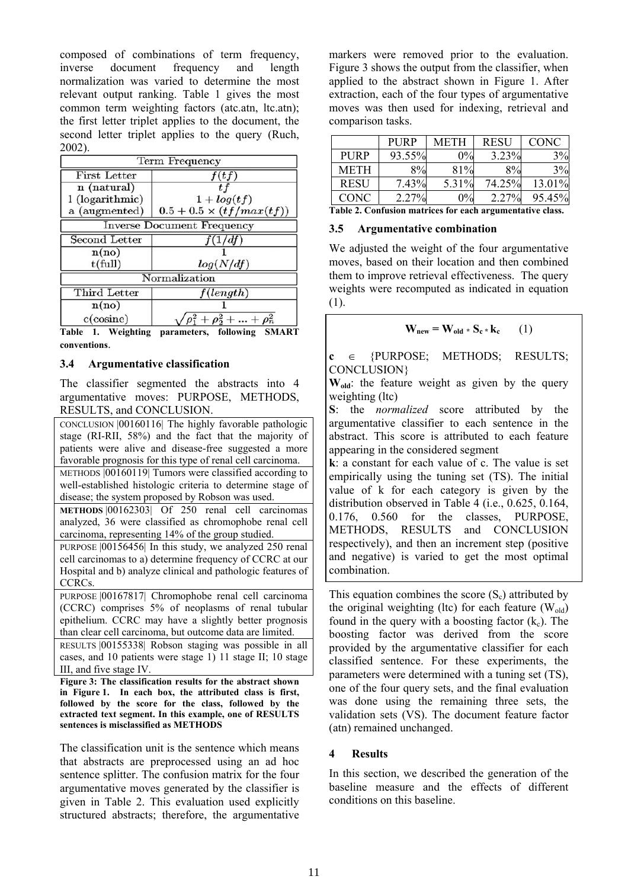composed of combinations of term frequency, inverse document frequency and length normalization was varied to determine the most relevant output ranking. Table 1 gives the most common term weighting factors (atc.atn, ltc.atn); the first letter triplet applies to the document, the second letter triplet applies to the query (Ruch, 2002).

| Term Frequency | |
|---|---|
| First Letter | $f(tf)$ |
| n (natural) | $tf$ |
| l (logarithmic) | $1 + log(tf)$ |
| a (augmented) | $0.5 + 0.5 \times (tf/max(tf))$ |
| **Inverse Document Frequency** | |
| Second Letter | $f(1/df)$ |
| n(no) | 1 |
| t(full) | $log(N/df)$ |
| **Normalization** | |
| Third Letter | $f(length)$ |
| n(no) | 1 |
| c(cosine) | $\sqrt{\rho_1^2 + \rho_2^2 + ... + \rho_n^2}$ |

**Table 1. Weighting parameters, following SMART conventions.**

### 3.4 Argumentative classification

The classifier segmented the abstracts into 4 argumentative moves: PURPOSE, METHODS, RESULTS, and CONCLUSION.

| |
|---|
| CONCLUSION \|00160116\| The highly favorable pathologic stage (RI-RII, 58%) and the fact that the majority of patients were alive and disease-free suggested a more favorable prognosis for this type of renal cell carcinoma. |
| METHODS \|00160119\| Tumors were classified according to well-established histologic criteria to determine stage of disease; the system proposed by Robson was used. |
| **METHODS** \|00162303\| Of 250 renal cell carcinomas analyzed, 36 were classified as chromophobe renal cell carcinoma, representing 14% of the group studied. |
| PURPOSE \|00156456\| In this study, we analyzed 250 renal cell carcinomas to a) determine frequency of CCRC at our Hospital and b) analyze clinical and pathologic features of CCRCs. |
| PURPOSE \|00167817\| Chromophobe renal cell carcinoma (CCRC) comprises 5% of neoplasms of renal tubular epithelium. CCRC may have a slightly better prognosis than clear cell carcinoma, but outcome data are limited. |
| RESULTS \|00155338\| Robson staging was possible in all cases, and 10 patients were stage 1) 11 stage II; 10 stage III, and five stage IV. |

**Figure 3: The classification results for the abstract shown in Figure 1. In each box, the attributed class is first, followed by the score for the class, followed by the extracted text segment. In this example, one of RESULTS sentences is misclassified as METHODS**

The classification unit is the sentence which means that abstracts are preprocessed using an ad hoc sentence splitter. The confusion matrix for the four argumentative moves generated by the classifier is given in Table 2. This evaluation used explicitly structured abstracts; therefore, the argumentative markers were removed prior to the evaluation. Figure 3 shows the output from the classifier, when applied to the abstract shown in Figure 1. After extraction, each of the four types of argumentative moves was then used for indexing, retrieval and comparison tasks.

| | PURP | METH | RESU | CONC |
|---|---|---|---|---|
| PURP | 93.55% | 0% | 3.23% | 3% |
| METH | 8% | 81% | 8% | 3% |
| RESU | 7.43% | 5.31% | 74.25% | 13.01% |
| CONC | 2.27% | 0% | 2.27% | 95.45% |

**Table 2. Confusion matrices for each argumentative class.**

### 3.5 Argumentative combination

We adjusted the weight of the four argumentative moves, based on their location and then combined them to improve retrieval effectiveness. The query weights were recomputed as indicated in equation (1).

$$\mathbf{W_{new} = W_{old} * S_c * k_c} \qquad (1)$$

**c** $\in$ {PURPOSE; METHODS; RESULTS; CONCLUSION}

**$W_{old}$**: the feature weight as given by the query weighting (ltc)

**S**: the *normalized* score attributed by the argumentative classifier to each sentence in the abstract. This score is attributed to each feature appearing in the considered segment

**k**: a constant for each value of c. The value is set empirically using the tuning set (TS). The initial value of k for each category is given by the distribution observed in Table 4 (i.e., 0.625, 0.164, 0.176, 0.560 for the classes, PURPOSE, METHODS, RESULTS and CONCLUSION respectively), and then an increment step (positive and negative) is varied to get the most optimal combination.

This equation combines the score ($S_c$) attributed by the original weighting (ltc) for each feature ($W_{old}$) found in the query with a boosting factor ($k_c$). The boosting factor was derived from the score provided by the argumentative classifier for each classified sentence. For these experiments, the parameters were determined with a tuning set (TS), one of the four query sets, and the final evaluation was done using the remaining three sets, the validation sets (VS). The document feature factor (atn) remained unchanged.

## 4 Results

In this section, we described the generation of the baseline measure and the effects of different conditions on this baseline.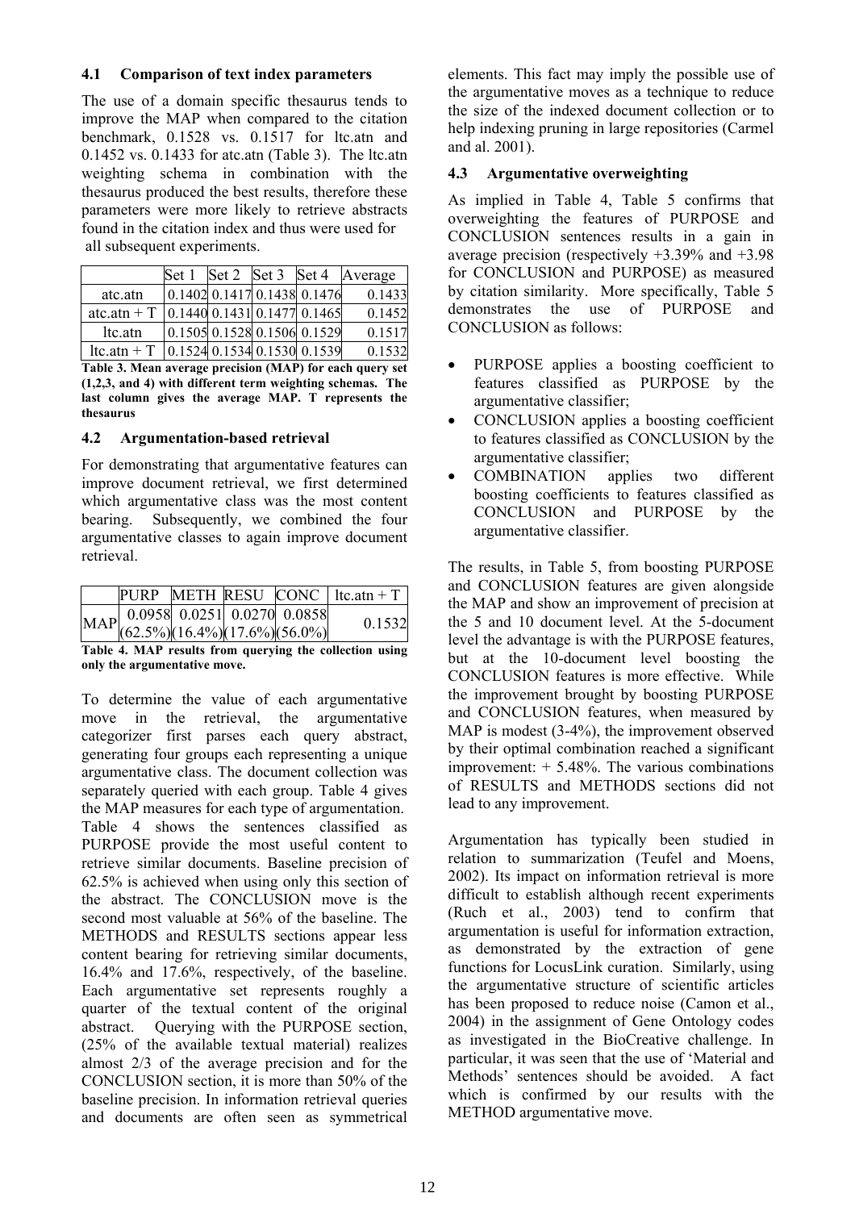### 4.1 Comparison of text index parameters

The use of a domain specific thesaurus tends to improve the MAP when compared to the citation benchmark, 0.1528 vs. 0.1517 for ltc.atn and 0.1452 vs. 0.1433 for atc.atn (Table 3). The ltc.atn weighting schema in combination with the thesaurus produced the best results, therefore these parameters were more likely to retrieve abstracts found in the citation index and thus were used for all subsequent experiments.

| | Set 1 | Set 2 | Set 3 | Set 4 | Average |
|---|---|---|---|---|---|
| atc.atn | 0.1402 | 0.1417 | 0.1438 | 0.1476 | 0.1433 |
| atc.atn + T | 0.1440 | 0.1431 | 0.1477 | 0.1465 | 0.1452 |
| ltc.atn | 0.1505 | 0.1528 | 0.1506 | 0.1529 | 0.1517 |
| ltc.atn + T | 0.1524 | 0.1534 | 0.1530 | 0.1539 | 0.1532 |

**Table 3. Mean average precision (MAP) for each query set (1,2,3, and 4) with different term weighting schemas. The last column gives the average MAP. T represents the thesaurus**

### 4.2 Argumentation-based retrieval

For demonstrating that argumentative features can improve document retrieval, we first determined which argumentative class was the most content bearing. Subsequently, we combined the four argumentative classes to again improve document retrieval.

| | PURP | METH | RESU | CONC | ltc.atn + T |
|---|---|---|---|---|---|
| MAP | 0.0958 (62.5%) | 0.0251 (16.4%) | 0.0270 (17.6%) | 0.0858 (56.0%) | 0.1532 |

**Table 4. MAP results from querying the collection using only the argumentative move.**

To determine the value of each argumentative move in the retrieval, the argumentative categorizer first parses each query abstract, generating four groups each representing a unique argumentative class. The document collection was separately queried with each group. Table 4 gives the MAP measures for each type of argumentation. Table 4 shows the sentences classified as PURPOSE provide the most useful content to retrieve similar documents. Baseline precision of 62.5% is achieved when using only this section of the abstract. The CONCLUSION move is the second most valuable at 56% of the baseline. The METHODS and RESULTS sections appear less content bearing for retrieving similar documents, 16.4% and 17.6%, respectively, of the baseline. Each argumentative set represents roughly a quarter of the textual content of the original abstract. Querying with the PURPOSE section, (25% of the available textual material) realizes almost 2/3 of the average precision and for the CONCLUSION section, it is more than 50% of the baseline precision. In information retrieval queries and documents are often seen as symmetrical elements. This fact may imply the possible use of the argumentative moves as a technique to reduce the size of the indexed document collection or to help indexing pruning in large repositories (Carmel and al. 2001).

### 4.3 Argumentative overweighting

As implied in Table 4, Table 5 confirms that overweighting the features of PURPOSE and CONCLUSION sentences results in a gain in average precision (respectively +3.39% and +3.98 for CONCLUSION and PURPOSE) as measured by citation similarity. More specifically, Table 5 demonstrates the use of PURPOSE and CONCLUSION as follows:

- PURPOSE applies a boosting coefficient to features classified as PURPOSE by the argumentative classifier;
- CONCLUSION applies a boosting coefficient to features classified as CONCLUSION by the argumentative classifier;
- COMBINATION applies two different boosting coefficients to features classified as CONCLUSION and PURPOSE by the argumentative classifier.

The results, in Table 5, from boosting PURPOSE and CONCLUSION features are given alongside the MAP and show an improvement of precision at the 5 and 10 document level. At the 5-document level the advantage is with the PURPOSE features, but at the 10-document level boosting the CONCLUSION features is more effective. While the improvement brought by boosting PURPOSE and CONCLUSION features, when measured by MAP is modest (3-4%), the improvement observed by their optimal combination reached a significant improvement: + 5.48%. The various combinations of RESULTS and METHODS sections did not lead to any improvement.

Argumentation has typically been studied in relation to summarization (Teufel and Moens, 2002). Its impact on information retrieval is more difficult to establish although recent experiments (Ruch et al., 2003) tend to confirm that argumentation is useful for information extraction, as demonstrated by the extraction of gene functions for LocusLink curation. Similarly, using the argumentative structure of scientific articles has been proposed to reduce noise (Camon et al., 2004) in the assignment of Gene Ontology codes as investigated in the BioCreative challenge. In particular, it was seen that the use of 'Material and Methods' sentences should be avoided. A fact which is confirmed by our results with the METHOD argumentative move.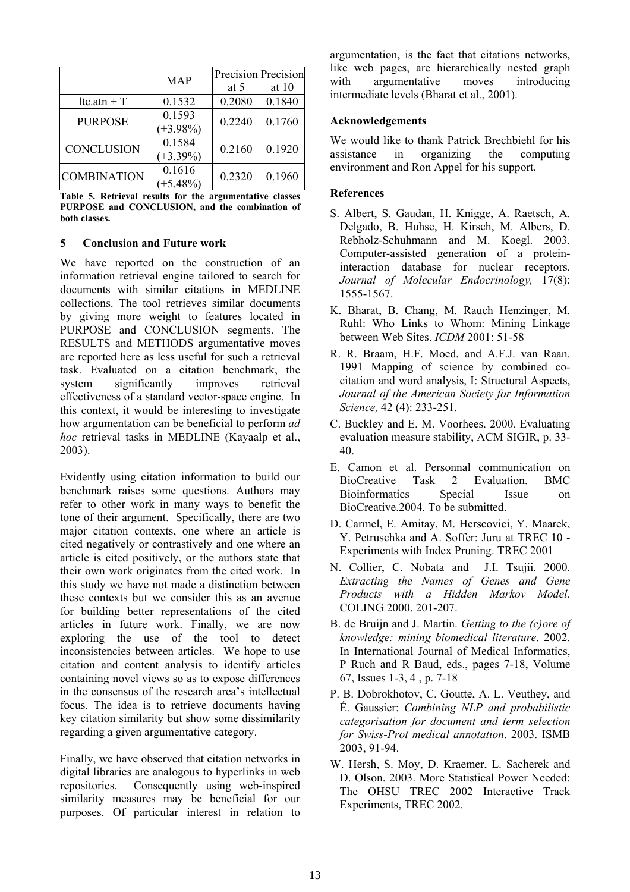|  | MAP | Precision at 5 | Precision at 10 |
|---|---|---|---|
| ltc.atn + T | 0.1532 | 0.2080 | 0.1840 |
| PURPOSE | 0.1593 (+3.98%) | 0.2240 | 0.1760 |
| CONCLUSION | 0.1584 (+3.39%) | 0.2160 | 0.1920 |
| COMBINATION | 0.1616 (+5.48%) | 0.2320 | 0.1960 |

**Table 5. Retrieval results for the argumentative classes PURPOSE and CONCLUSION, and the combination of both classes.**

## 5 Conclusion and Future work

We have reported on the construction of an information retrieval engine tailored to search for documents with similar citations in MEDLINE collections. The tool retrieves similar documents by giving more weight to features located in PURPOSE and CONCLUSION segments. The RESULTS and METHODS argumentative moves are reported here as less useful for such a retrieval task. Evaluated on a citation benchmark, the system significantly improves retrieval effectiveness of a standard vector-space engine. In this context, it would be interesting to investigate how argumentation can be beneficial to perform *ad hoc* retrieval tasks in MEDLINE (Kayaalp et al., 2003).

Evidently using citation information to build our benchmark raises some questions. Authors may refer to other work in many ways to benefit the tone of their argument. Specifically, there are two major citation contexts, one where an article is cited negatively or contrastively and one where an article is cited positively, or the authors state that their own work originates from the cited work. In this study we have not made a distinction between these contexts but we consider this as an avenue for building better representations of the cited articles in future work. Finally, we are now exploring the use of the tool to detect inconsistencies between articles. We hope to use citation and content analysis to identify articles containing novel views so as to expose differences in the consensus of the research area's intellectual focus. The idea is to retrieve documents having key citation similarity but show some dissimilarity regarding a given argumentative category.

Finally, we have observed that citation networks in digital libraries are analogous to hyperlinks in web repositories. Consequently using web-inspired similarity measures may be beneficial for our purposes. Of particular interest in relation to argumentation, is the fact that citations networks, like web pages, are hierarchically nested graph with argumentative moves introducing intermediate levels (Bharat et al., 2001).

## Acknowledgements

We would like to thank Patrick Brechbiehl for his assistance in organizing the computing environment and Ron Appel for his support.

## References

S. Albert, S. Gaudan, H. Knigge, A. Raetsch, A. Delgado, B. Huhse, H. Kirsch, M. Albers, D. Rebholz-Schuhmann and M. Koegl. 2003. Computer-assisted generation of a protein-interaction database for nuclear receptors. *Journal of Molecular Endocrinology,* 17(8): 1555-1567.

K. Bharat, B. Chang, M. Rauch Henzinger, M. Ruhl: Who Links to Whom: Mining Linkage between Web Sites. *ICDM* 2001: 51-58

R. R. Braam, H.F. Moed, and A.F.J. van Raan. 1991 Mapping of science by combined co-citation and word analysis, I: Structural Aspects, *Journal of the American Society for Information Science,* 42 (4): 233-251.

C. Buckley and E. M. Voorhees. 2000. Evaluating evaluation measure stability, ACM SIGIR, p. 33-40.

E. Camon et al. Personnal communication on BioCreative Task 2 Evaluation. BMC Bioinformatics Special Issue on BioCreative.2004. To be submitted.

D. Carmel, E. Amitay, M. Herscovici, Y. Maarek, Y. Petruschka and A. Soffer: Juru at TREC 10 - Experiments with Index Pruning. TREC 2001

N. Collier, C. Nobata and J.I. Tsujii. 2000. *Extracting the Names of Genes and Gene Products with a Hidden Markov Model*. COLING 2000. 201-207.

B. de Bruijn and J. Martin. *Getting to the (c)ore of knowledge: mining biomedical literature*. 2002. In International Journal of Medical Informatics, P Ruch and R Baud, eds., pages 7-18, Volume 67, Issues 1-3, 4 , p. 7-18

P. B. Dobrokhotov, C. Goutte, A. L. Veuthey, and É. Gaussier: *Combining NLP and probabilistic categorisation for document and term selection for Swiss-Prot medical annotation*. 2003. ISMB 2003, 91-94.

W. Hersh, S. Moy, D. Kraemer, L. Sacherek and D. Olson. 2003. More Statistical Power Needed: The OHSU TREC 2002 Interactive Track Experiments, TREC 2002.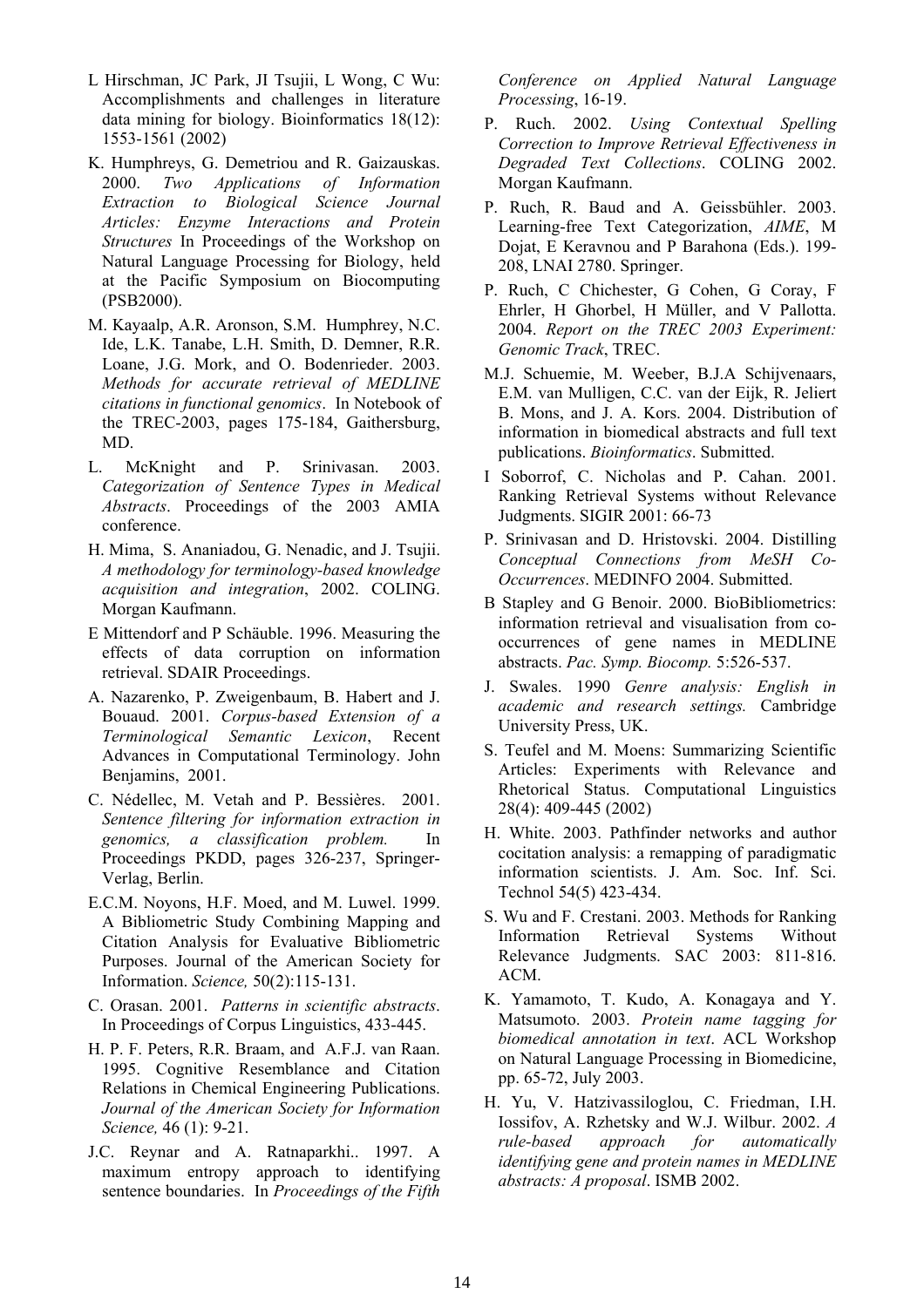L Hirschman, JC Park, JI Tsujii, L Wong, C Wu: Accomplishments and challenges in literature data mining for biology. Bioinformatics 18(12): 1553-1561 (2002)

K. Humphreys, G. Demetriou and R. Gaizauskas. 2000. *Two Applications of Information Extraction to Biological Science Journal Articles: Enzyme Interactions and Protein Structures* In Proceedings of the Workshop on Natural Language Processing for Biology, held at the Pacific Symposium on Biocomputing (PSB2000).

M. Kayaalp, A.R. Aronson, S.M. Humphrey, N.C. Ide, L.K. Tanabe, L.H. Smith, D. Demner, R.R. Loane, J.G. Mork, and O. Bodenrieder. 2003. *Methods for accurate retrieval of MEDLINE citations in functional genomics*. In Notebook of the TREC-2003, pages 175-184, Gaithersburg, MD.

L. McKnight and P. Srinivasan. 2003. *Categorization of Sentence Types in Medical Abstracts*. Proceedings of the 2003 AMIA conference.

H. Mima, S. Ananiadou, G. Nenadic, and J. Tsujii. *A methodology for terminology-based knowledge acquisition and integration*, 2002. COLING. Morgan Kaufmann.

E Mittendorf and P Schäuble. 1996. Measuring the effects of data corruption on information retrieval. SDAIR Proceedings.

A. Nazarenko, P. Zweigenbaum, B. Habert and J. Bouaud. 2001. *Corpus-based Extension of a Terminological Semantic Lexicon*, Recent Advances in Computational Terminology. John Benjamins, 2001.

C. Nédellec, M. Vetah and P. Bessières. 2001. *Sentence filtering for information extraction in genomics, a classification problem.* In Proceedings PKDD, pages 326-237, Springer-Verlag, Berlin.

E.C.M. Noyons, H.F. Moed, and M. Luwel. 1999. A Bibliometric Study Combining Mapping and Citation Analysis for Evaluative Bibliometric Purposes. Journal of the American Society for Information. *Science,* 50(2):115-131.

C. Orasan. 2001. *Patterns in scientific abstracts*. In Proceedings of Corpus Linguistics, 433-445.

H. P. F. Peters, R.R. Braam, and A.F.J. van Raan. 1995. Cognitive Resemblance and Citation Relations in Chemical Engineering Publications. *Journal of the American Society for Information Science,* 46 (1): 9-21.

J.C. Reynar and A. Ratnaparkhi.. 1997. A maximum entropy approach to identifying sentence boundaries. In *Proceedings of the Fifth Conference on Applied Natural Language Processing*, 16-19.

P. Ruch. 2002. *Using Contextual Spelling Correction to Improve Retrieval Effectiveness in Degraded Text Collections*. COLING 2002. Morgan Kaufmann.

P. Ruch, R. Baud and A. Geissbühler. 2003. Learning-free Text Categorization, *AIME*, M Dojat, E Keravnou and P Barahona (Eds.). 199-208, LNAI 2780. Springer.

P. Ruch, C Chichester, G Cohen, G Coray, F Ehrler, H Ghorbel, H Müller, and V Pallotta. 2004. *Report on the TREC 2003 Experiment: Genomic Track*, TREC.

M.J. Schuemie, M. Weeber, B.J.A Schijvenaars, E.M. van Mulligen, C.C. van der Eijk, R. Jeliert B. Mons, and J. A. Kors. 2004. Distribution of information in biomedical abstracts and full text publications. *Bioinformatics*. Submitted.

I Soborrof, C. Nicholas and P. Cahan. 2001. Ranking Retrieval Systems without Relevance Judgments. SIGIR 2001: 66-73

P. Srinivasan and D. Hristovski. 2004. Distilling *Conceptual Connections from MeSH Co-Occurrences*. MEDINFO 2004. Submitted.

B Stapley and G Benoir. 2000. BioBibliometrics: information retrieval and visualisation from co-occurrences of gene names in MEDLINE abstracts. *Pac. Symp. Biocomp.* 5:526-537.

J. Swales. 1990 *Genre analysis: English in academic and research settings.* Cambridge University Press, UK.

S. Teufel and M. Moens: Summarizing Scientific Articles: Experiments with Relevance and Rhetorical Status. Computational Linguistics 28(4): 409-445 (2002)

H. White. 2003. Pathfinder networks and author cocitation analysis: a remapping of paradigmatic information scientists. J. Am. Soc. Inf. Sci. Technol 54(5) 423-434.

S. Wu and F. Crestani. 2003. Methods for Ranking Information Retrieval Systems Without Relevance Judgments. SAC 2003: 811-816. ACM.

K. Yamamoto, T. Kudo, A. Konagaya and Y. Matsumoto. 2003. *Protein name tagging for biomedical annotation in text*. ACL Workshop on Natural Language Processing in Biomedicine, pp. 65-72, July 2003.

H. Yu, V. Hatzivassiloglou, C. Friedman, I.H. Iossifov, A. Rzhetsky and W.J. Wilbur. 2002. *A rule-based approach for automatically identifying gene and protein names in MEDLINE abstracts: A proposal*. ISMB 2002.